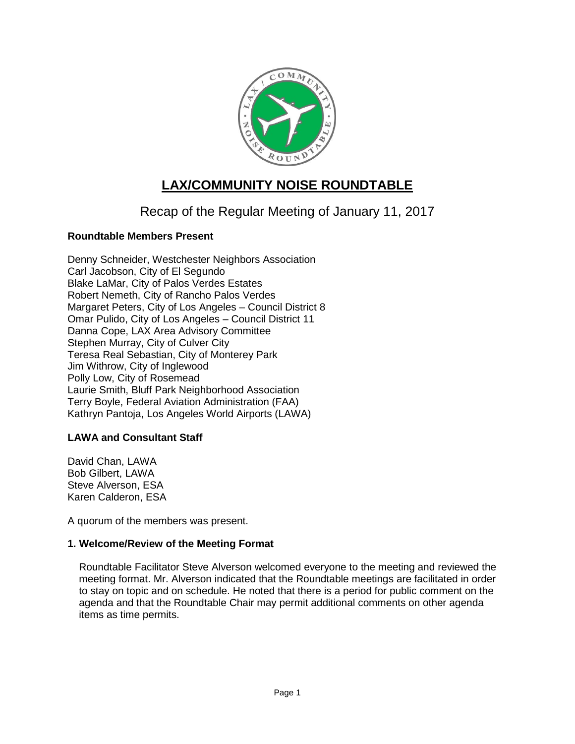# LAX/COMMUNITY NOISE ROUNDTABLE

## Recap of the Regular Meeting of January 11, 2017

### Roundtable Members Present

Denny Schneider, Westchester Neighbors Association
Carl Jacobson, City of El Segundo
Blake LaMar, City of Palos Verdes Estates
Robert Nemeth, City of Rancho Palos Verdes
Margaret Peters, City of Los Angeles – Council District 8
Omar Pulido, City of Los Angeles – Council District 11
Danna Cope, LAX Area Advisory Committee
Stephen Murray, City of Culver City
Teresa Real Sebastian, City of Monterey Park
Jim Withrow, City of Inglewood
Polly Low, City of Rosemead
Laurie Smith, Bluff Park Neighborhood Association
Terry Boyle, Federal Aviation Administration (FAA)
Kathryn Pantoja, Los Angeles World Airports (LAWA)

### LAWA and Consultant Staff

David Chan, LAWA
Bob Gilbert, LAWA
Steve Alverson, ESA
Karen Calderon, ESA

A quorum of the members was present.

### 1. Welcome/Review of the Meeting Format

Roundtable Facilitator Steve Alverson welcomed everyone to the meeting and reviewed the meeting format. Mr. Alverson indicated that the Roundtable meetings are facilitated in order to stay on topic and on schedule. He noted that there is a period for public comment on the agenda and that the Roundtable Chair may permit additional comments on other agenda items as time permits.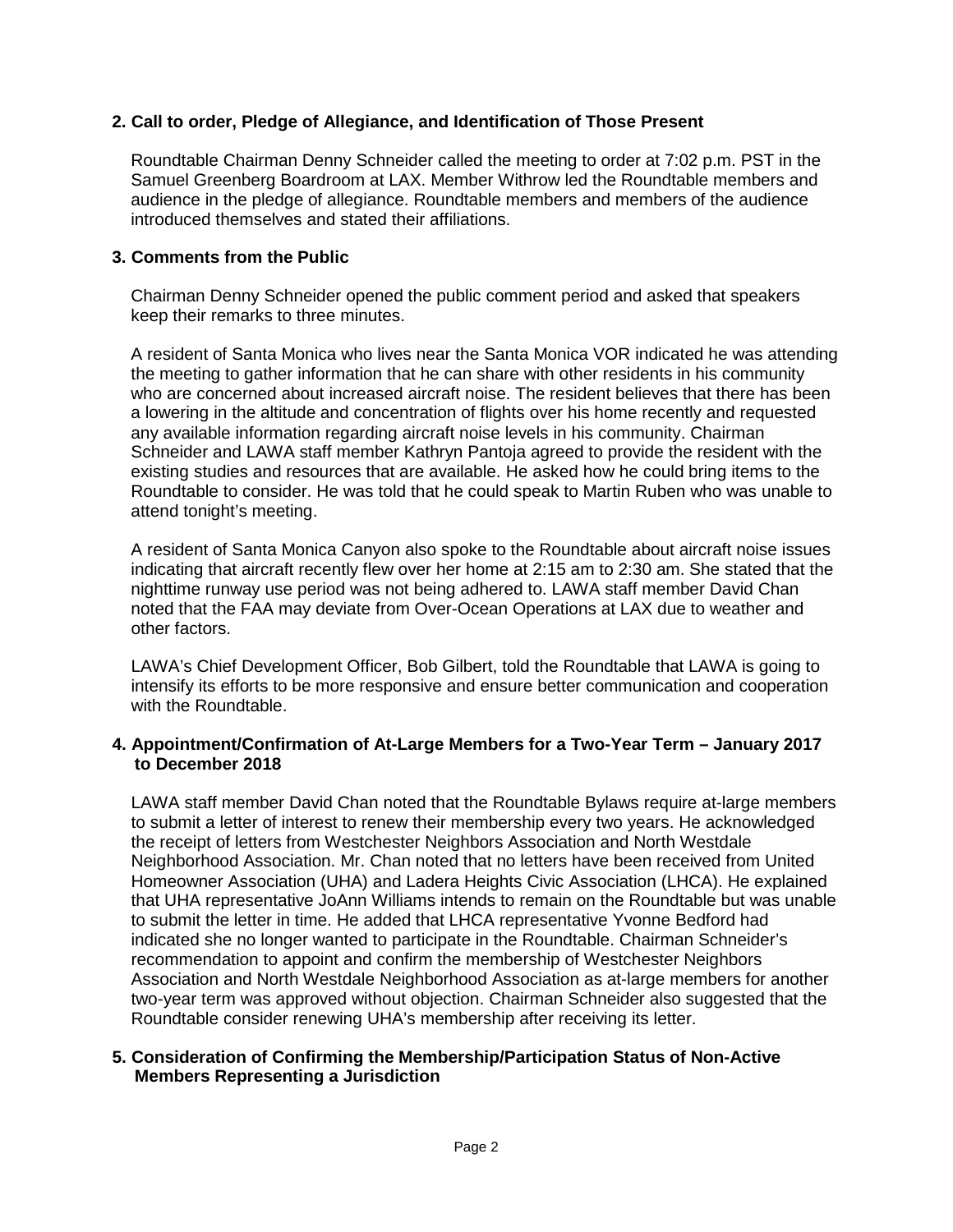**2. Call to order, Pledge of Allegiance, and Identification of Those Present**

Roundtable Chairman Denny Schneider called the meeting to order at 7:02 p.m. PST in the Samuel Greenberg Boardroom at LAX. Member Withrow led the Roundtable members and audience in the pledge of allegiance. Roundtable members and members of the audience introduced themselves and stated their affiliations.

**3. Comments from the Public**

Chairman Denny Schneider opened the public comment period and asked that speakers keep their remarks to three minutes.

A resident of Santa Monica who lives near the Santa Monica VOR indicated he was attending the meeting to gather information that he can share with other residents in his community who are concerned about increased aircraft noise. The resident believes that there has been a lowering in the altitude and concentration of flights over his home recently and requested any available information regarding aircraft noise levels in his community. Chairman Schneider and LAWA staff member Kathryn Pantoja agreed to provide the resident with the existing studies and resources that are available. He asked how he could bring items to the Roundtable to consider. He was told that he could speak to Martin Ruben who was unable to attend tonight's meeting.

A resident of Santa Monica Canyon also spoke to the Roundtable about aircraft noise issues indicating that aircraft recently flew over her home at 2:15 am to 2:30 am. She stated that the nighttime runway use period was not being adhered to. LAWA staff member David Chan noted that the FAA may deviate from Over-Ocean Operations at LAX due to weather and other factors.

LAWA's Chief Development Officer, Bob Gilbert, told the Roundtable that LAWA is going to intensify its efforts to be more responsive and ensure better communication and cooperation with the Roundtable.

**4. Appointment/Confirmation of At-Large Members for a Two-Year Term – January 2017 to December 2018**

LAWA staff member David Chan noted that the Roundtable Bylaws require at-large members to submit a letter of interest to renew their membership every two years. He acknowledged the receipt of letters from Westchester Neighbors Association and North Westdale Neighborhood Association. Mr. Chan noted that no letters have been received from United Homeowner Association (UHA) and Ladera Heights Civic Association (LHCA). He explained that UHA representative JoAnn Williams intends to remain on the Roundtable but was unable to submit the letter in time. He added that LHCA representative Yvonne Bedford had indicated she no longer wanted to participate in the Roundtable. Chairman Schneider's recommendation to appoint and confirm the membership of Westchester Neighbors Association and North Westdale Neighborhood Association as at-large members for another two-year term was approved without objection. Chairman Schneider also suggested that the Roundtable consider renewing UHA's membership after receiving its letter.

**5. Consideration of Confirming the Membership/Participation Status of Non-Active Members Representing a Jurisdiction**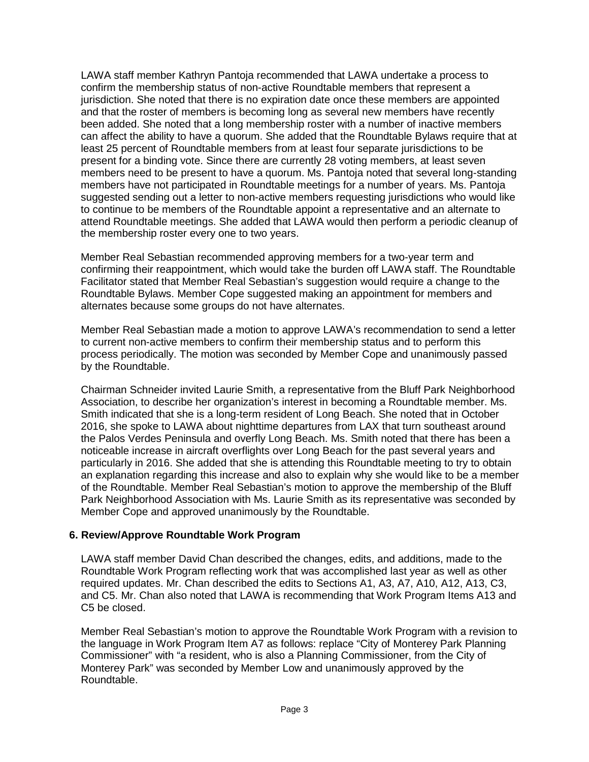LAWA staff member Kathryn Pantoja recommended that LAWA undertake a process to confirm the membership status of non-active Roundtable members that represent a jurisdiction. She noted that there is no expiration date once these members are appointed and that the roster of members is becoming long as several new members have recently been added. She noted that a long membership roster with a number of inactive members can affect the ability to have a quorum. She added that the Roundtable Bylaws require that at least 25 percent of Roundtable members from at least four separate jurisdictions to be present for a binding vote. Since there are currently 28 voting members, at least seven members need to be present to have a quorum. Ms. Pantoja noted that several long-standing members have not participated in Roundtable meetings for a number of years. Ms. Pantoja suggested sending out a letter to non-active members requesting jurisdictions who would like to continue to be members of the Roundtable appoint a representative and an alternate to attend Roundtable meetings. She added that LAWA would then perform a periodic cleanup of the membership roster every one to two years.

Member Real Sebastian recommended approving members for a two-year term and confirming their reappointment, which would take the burden off LAWA staff. The Roundtable Facilitator stated that Member Real Sebastian's suggestion would require a change to the Roundtable Bylaws. Member Cope suggested making an appointment for members and alternates because some groups do not have alternates.

Member Real Sebastian made a motion to approve LAWA's recommendation to send a letter to current non-active members to confirm their membership status and to perform this process periodically. The motion was seconded by Member Cope and unanimously passed by the Roundtable.

Chairman Schneider invited Laurie Smith, a representative from the Bluff Park Neighborhood Association, to describe her organization's interest in becoming a Roundtable member. Ms. Smith indicated that she is a long-term resident of Long Beach. She noted that in October 2016, she spoke to LAWA about nighttime departures from LAX that turn southeast around the Palos Verdes Peninsula and overfly Long Beach. Ms. Smith noted that there has been a noticeable increase in aircraft overflights over Long Beach for the past several years and particularly in 2016. She added that she is attending this Roundtable meeting to try to obtain an explanation regarding this increase and also to explain why she would like to be a member of the Roundtable. Member Real Sebastian's motion to approve the membership of the Bluff Park Neighborhood Association with Ms. Laurie Smith as its representative was seconded by Member Cope and approved unanimously by the Roundtable.

### 6. Review/Approve Roundtable Work Program

LAWA staff member David Chan described the changes, edits, and additions, made to the Roundtable Work Program reflecting work that was accomplished last year as well as other required updates. Mr. Chan described the edits to Sections A1, A3, A7, A10, A12, A13, C3, and C5. Mr. Chan also noted that LAWA is recommending that Work Program Items A13 and C5 be closed.

Member Real Sebastian's motion to approve the Roundtable Work Program with a revision to the language in Work Program Item A7 as follows: replace "City of Monterey Park Planning Commissioner" with "a resident, who is also a Planning Commissioner, from the City of Monterey Park" was seconded by Member Low and unanimously approved by the Roundtable.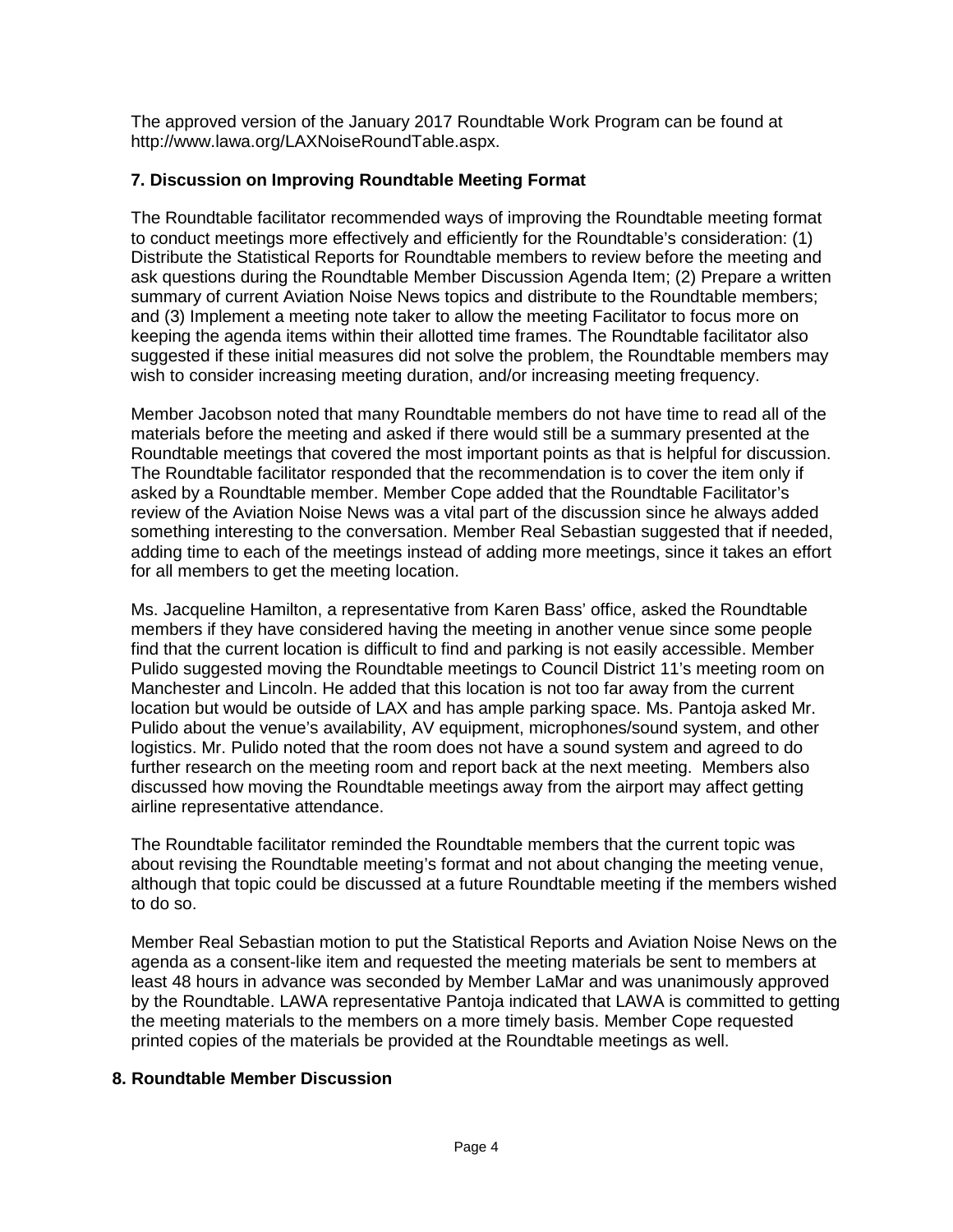The approved version of the January 2017 Roundtable Work Program can be found at http://www.lawa.org/LAXNoiseRoundTable.aspx.

## 7. Discussion on Improving Roundtable Meeting Format

The Roundtable facilitator recommended ways of improving the Roundtable meeting format to conduct meetings more effectively and efficiently for the Roundtable's consideration: (1) Distribute the Statistical Reports for Roundtable members to review before the meeting and ask questions during the Roundtable Member Discussion Agenda Item; (2) Prepare a written summary of current Aviation Noise News topics and distribute to the Roundtable members; and (3) Implement a meeting note taker to allow the meeting Facilitator to focus more on keeping the agenda items within their allotted time frames. The Roundtable facilitator also suggested if these initial measures did not solve the problem, the Roundtable members may wish to consider increasing meeting duration, and/or increasing meeting frequency.

Member Jacobson noted that many Roundtable members do not have time to read all of the materials before the meeting and asked if there would still be a summary presented at the Roundtable meetings that covered the most important points as that is helpful for discussion. The Roundtable facilitator responded that the recommendation is to cover the item only if asked by a Roundtable member. Member Cope added that the Roundtable Facilitator's review of the Aviation Noise News was a vital part of the discussion since he always added something interesting to the conversation. Member Real Sebastian suggested that if needed, adding time to each of the meetings instead of adding more meetings, since it takes an effort for all members to get the meeting location.

Ms. Jacqueline Hamilton, a representative from Karen Bass' office, asked the Roundtable members if they have considered having the meeting in another venue since some people find that the current location is difficult to find and parking is not easily accessible. Member Pulido suggested moving the Roundtable meetings to Council District 11's meeting room on Manchester and Lincoln. He added that this location is not too far away from the current location but would be outside of LAX and has ample parking space. Ms. Pantoja asked Mr. Pulido about the venue's availability, AV equipment, microphones/sound system, and other logistics. Mr. Pulido noted that the room does not have a sound system and agreed to do further research on the meeting room and report back at the next meeting. Members also discussed how moving the Roundtable meetings away from the airport may affect getting airline representative attendance.

The Roundtable facilitator reminded the Roundtable members that the current topic was about revising the Roundtable meeting's format and not about changing the meeting venue, although that topic could be discussed at a future Roundtable meeting if the members wished to do so.

Member Real Sebastian motion to put the Statistical Reports and Aviation Noise News on the agenda as a consent-like item and requested the meeting materials be sent to members at least 48 hours in advance was seconded by Member LaMar and was unanimously approved by the Roundtable. LAWA representative Pantoja indicated that LAWA is committed to getting the meeting materials to the members on a more timely basis. Member Cope requested printed copies of the materials be provided at the Roundtable meetings as well.

## 8. Roundtable Member Discussion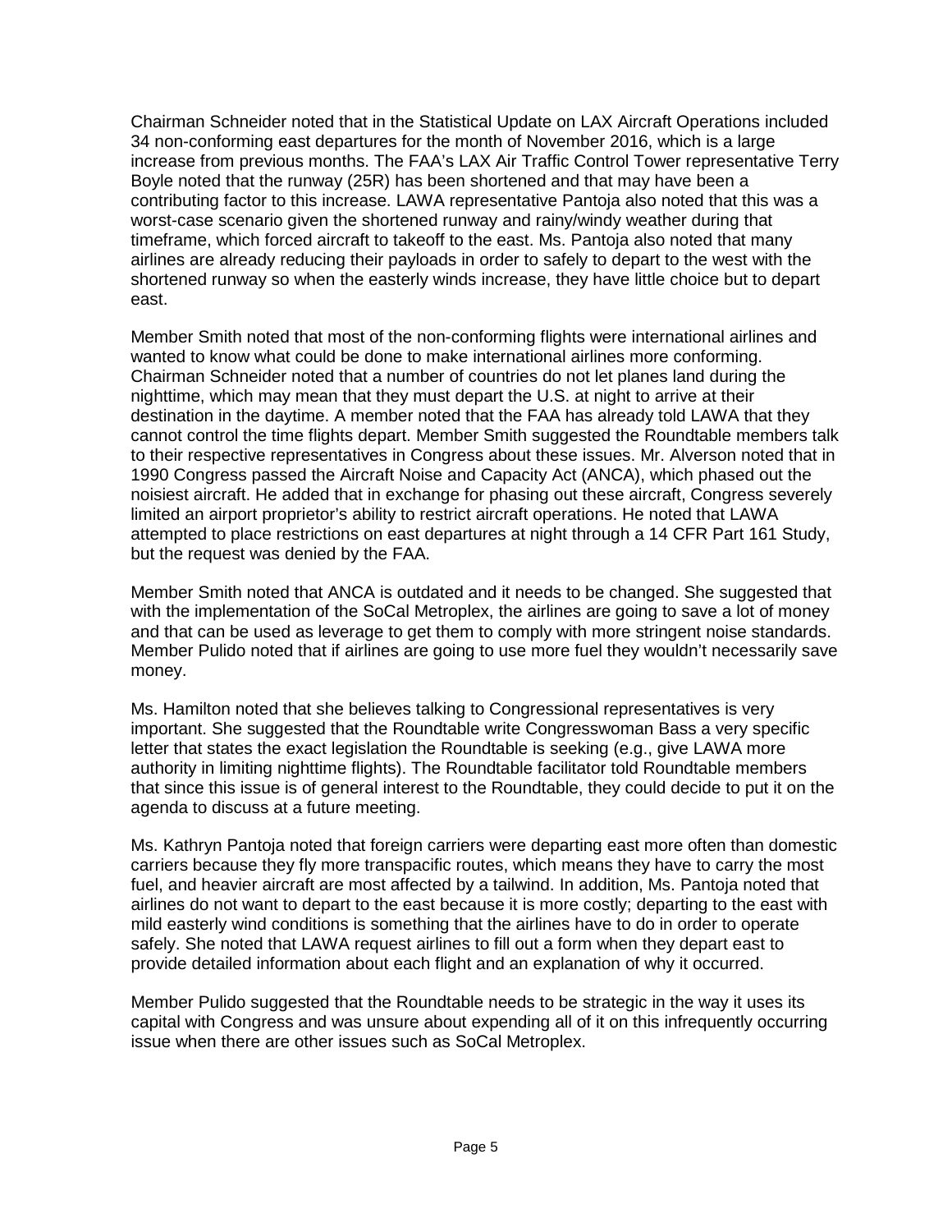Chairman Schneider noted that in the Statistical Update on LAX Aircraft Operations included 34 non-conforming east departures for the month of November 2016, which is a large increase from previous months. The FAA's LAX Air Traffic Control Tower representative Terry Boyle noted that the runway (25R) has been shortened and that may have been a contributing factor to this increase. LAWA representative Pantoja also noted that this was a worst-case scenario given the shortened runway and rainy/windy weather during that timeframe, which forced aircraft to takeoff to the east. Ms. Pantoja also noted that many airlines are already reducing their payloads in order to safely to depart to the west with the shortened runway so when the easterly winds increase, they have little choice but to depart east.

Member Smith noted that most of the non-conforming flights were international airlines and wanted to know what could be done to make international airlines more conforming. Chairman Schneider noted that a number of countries do not let planes land during the nighttime, which may mean that they must depart the U.S. at night to arrive at their destination in the daytime. A member noted that the FAA has already told LAWA that they cannot control the time flights depart. Member Smith suggested the Roundtable members talk to their respective representatives in Congress about these issues. Mr. Alverson noted that in 1990 Congress passed the Aircraft Noise and Capacity Act (ANCA), which phased out the noisiest aircraft. He added that in exchange for phasing out these aircraft, Congress severely limited an airport proprietor's ability to restrict aircraft operations. He noted that LAWA attempted to place restrictions on east departures at night through a 14 CFR Part 161 Study, but the request was denied by the FAA.

Member Smith noted that ANCA is outdated and it needs to be changed. She suggested that with the implementation of the SoCal Metroplex, the airlines are going to save a lot of money and that can be used as leverage to get them to comply with more stringent noise standards. Member Pulido noted that if airlines are going to use more fuel they wouldn't necessarily save money.

Ms. Hamilton noted that she believes talking to Congressional representatives is very important. She suggested that the Roundtable write Congresswoman Bass a very specific letter that states the exact legislation the Roundtable is seeking (e.g., give LAWA more authority in limiting nighttime flights). The Roundtable facilitator told Roundtable members that since this issue is of general interest to the Roundtable, they could decide to put it on the agenda to discuss at a future meeting.

Ms. Kathryn Pantoja noted that foreign carriers were departing east more often than domestic carriers because they fly more transpacific routes, which means they have to carry the most fuel, and heavier aircraft are most affected by a tailwind. In addition, Ms. Pantoja noted that airlines do not want to depart to the east because it is more costly; departing to the east with mild easterly wind conditions is something that the airlines have to do in order to operate safely. She noted that LAWA request airlines to fill out a form when they depart east to provide detailed information about each flight and an explanation of why it occurred.

Member Pulido suggested that the Roundtable needs to be strategic in the way it uses its capital with Congress and was unsure about expending all of it on this infrequently occurring issue when there are other issues such as SoCal Metroplex.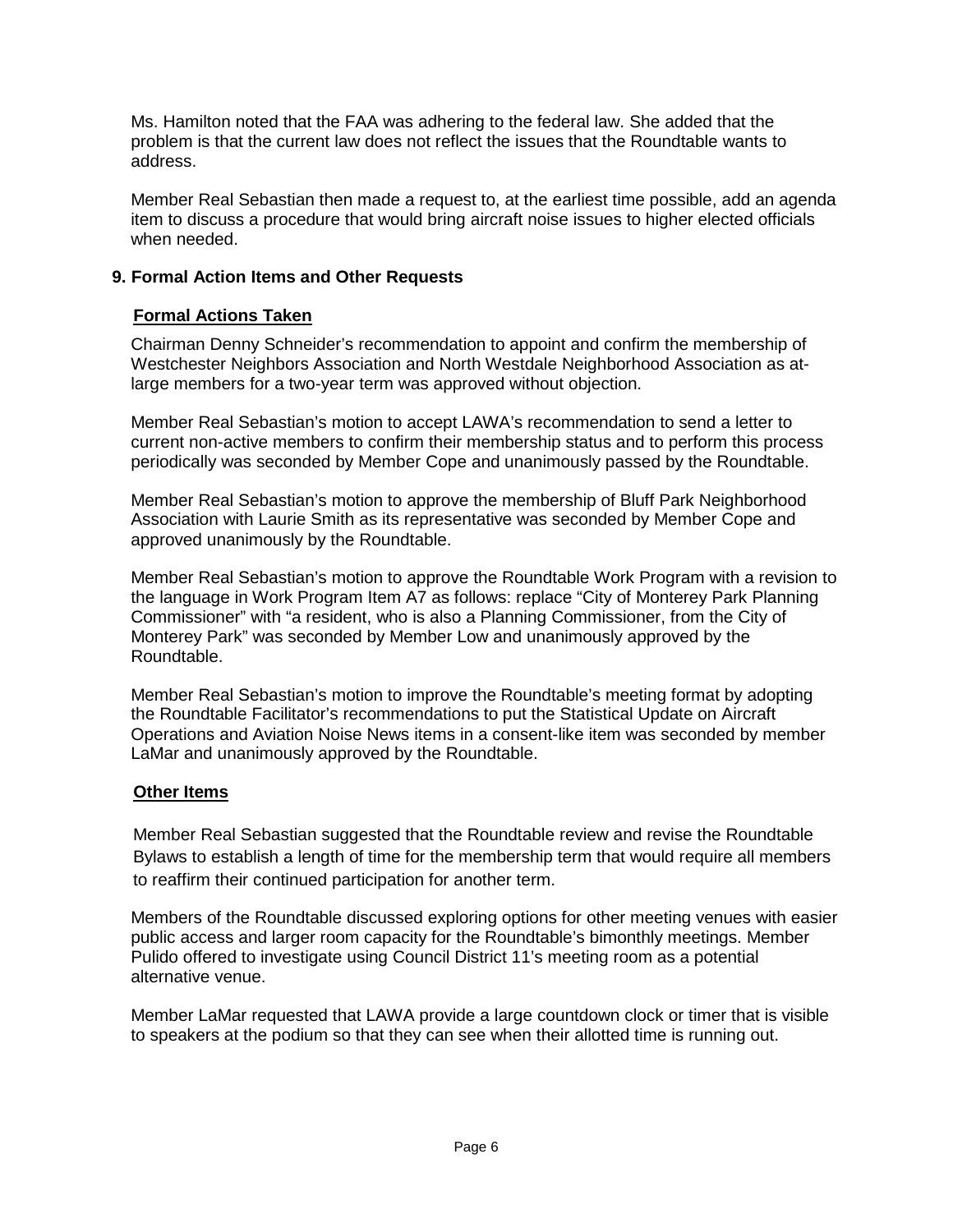Ms. Hamilton noted that the FAA was adhering to the federal law. She added that the problem is that the current law does not reflect the issues that the Roundtable wants to address.

Member Real Sebastian then made a request to, at the earliest time possible, add an agenda item to discuss a procedure that would bring aircraft noise issues to higher elected officials when needed.

## 9. Formal Action Items and Other Requests

### Formal Actions Taken

Chairman Denny Schneider's recommendation to appoint and confirm the membership of Westchester Neighbors Association and North Westdale Neighborhood Association as at-large members for a two-year term was approved without objection.

Member Real Sebastian's motion to accept LAWA's recommendation to send a letter to current non-active members to confirm their membership status and to perform this process periodically was seconded by Member Cope and unanimously passed by the Roundtable.

Member Real Sebastian's motion to approve the membership of Bluff Park Neighborhood Association with Laurie Smith as its representative was seconded by Member Cope and approved unanimously by the Roundtable.

Member Real Sebastian's motion to approve the Roundtable Work Program with a revision to the language in Work Program Item A7 as follows: replace "City of Monterey Park Planning Commissioner" with "a resident, who is also a Planning Commissioner, from the City of Monterey Park" was seconded by Member Low and unanimously approved by the Roundtable.

Member Real Sebastian's motion to improve the Roundtable's meeting format by adopting the Roundtable Facilitator's recommendations to put the Statistical Update on Aircraft Operations and Aviation Noise News items in a consent-like item was seconded by member LaMar and unanimously approved by the Roundtable.

### Other Items

Member Real Sebastian suggested that the Roundtable review and revise the Roundtable Bylaws to establish a length of time for the membership term that would require all members to reaffirm their continued participation for another term.

Members of the Roundtable discussed exploring options for other meeting venues with easier public access and larger room capacity for the Roundtable's bimonthly meetings. Member Pulido offered to investigate using Council District 11's meeting room as a potential alternative venue.

Member LaMar requested that LAWA provide a large countdown clock or timer that is visible to speakers at the podium so that they can see when their allotted time is running out.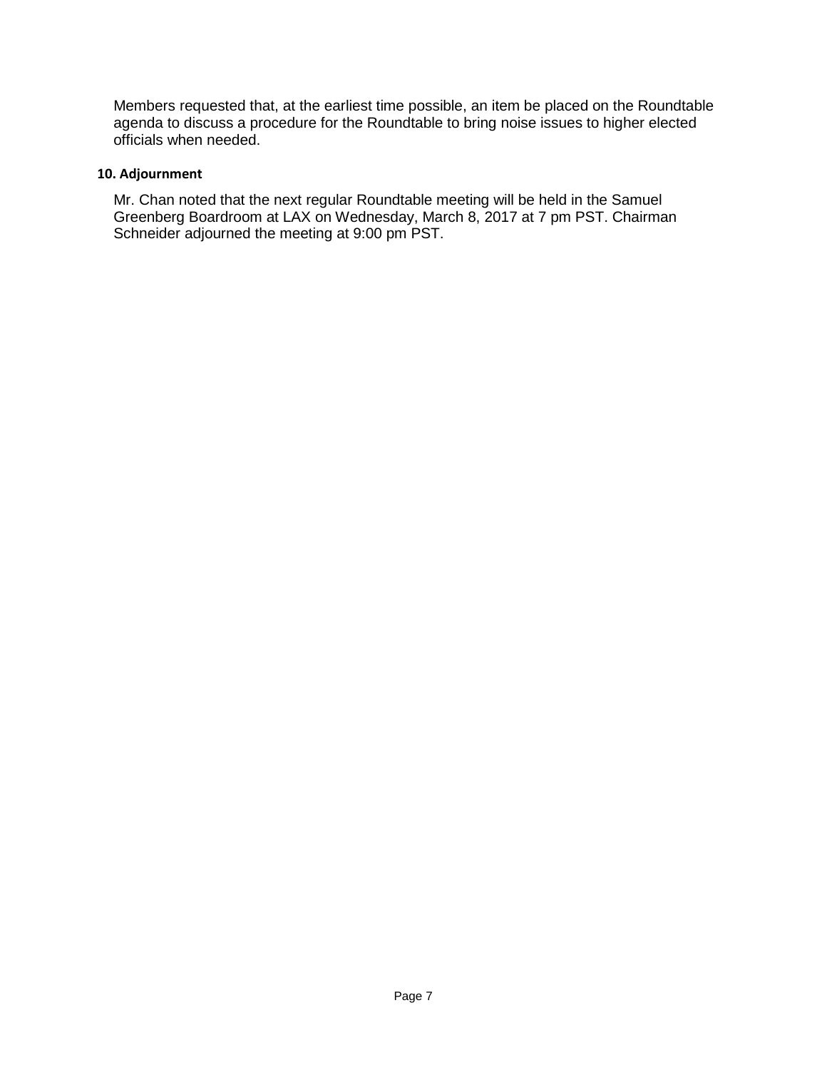Members requested that, at the earliest time possible, an item be placed on the Roundtable agenda to discuss a procedure for the Roundtable to bring noise issues to higher elected officials when needed.

### 10. Adjournment

Mr. Chan noted that the next regular Roundtable meeting will be held in the Samuel Greenberg Boardroom at LAX on Wednesday, March 8, 2017 at 7 pm PST. Chairman Schneider adjourned the meeting at 9:00 pm PST.